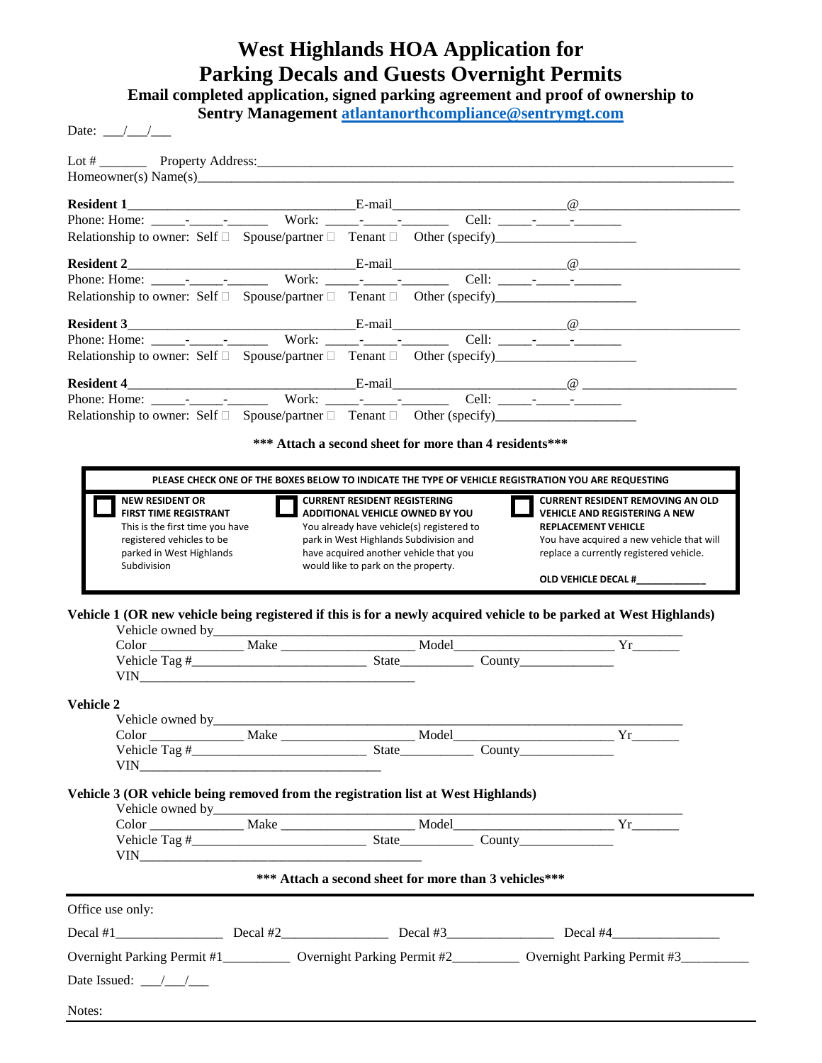# West Highlands HOA Application for Parking Decals and Guests Overnight Permits

**Email completed application, signed parking agreement and proof of ownership to Sentry Management [atlantanorthcompliance@sentrymgt.com](mailto:atlantanorthcompliance@sentrymgt.com)**

Date: ___/___/___

Lot # _______ Property Address:___________________________________________________________________________

Homeowner(s) Name(s)___________________________________________________________________________________

**Resident 1**________________________________E-mail________________________@_______________________

Phone: Home: _____-_____-______ Work: _____-_____-_______ Cell: _____-_____-_______

Relationship to owner: Self ☐ Spouse/partner ☐ Tenant ☐ Other (specify)____________________

**Resident 2**________________________________E-mail________________________@_______________________

Phone: Home: _____-_____-______ Work: _____-_____-_______ Cell: _____-_____-_______

Relationship to owner: Self ☐ Spouse/partner ☐ Tenant ☐ Other (specify)____________________

**Resident 3**________________________________E-mail________________________@_______________________

Phone: Home: _____-_____-______ Work: _____-_____-_______ Cell: _____-_____-_______

Relationship to owner: Self ☐ Spouse/partner ☐ Tenant ☐ Other (specify)____________________

**Resident 4**________________________________E-mail________________________@ _______________________

Phone: Home: _____-_____-______ Work: _____-_____-_______ Cell: _____-_____-_______

Relationship to owner: Self ☐ Spouse/partner ☐ Tenant ☐ Other (specify)____________________

**\*\*\* Attach a second sheet for more than 4 residents\*\*\***

| PLEASE CHECK ONE OF THE BOXES BELOW TO INDICATE THE TYPE OF VEHICLE REGISTRATION YOU ARE REQUESTING | | |
|---|---|---|
| ☐ **NEW RESIDENT OR FIRST TIME REGISTRANT** This is the first time you have registered vehicles to be parked in West Highlands Subdivision | ☐ **CURRENT RESIDENT REGISTERING ADDITIONAL VEHICLE OWNED BY YOU** You already have vehicle(s) registered to park in West Highlands Subdivision and have acquired another vehicle that you would like to park on the property. | ☐ **CURRENT RESIDENT REMOVING AN OLD VEHICLE AND REGISTERING A NEW REPLACEMENT VEHICLE** You have acquired a new vehicle that will replace a currently registered vehicle. **OLD VEHICLE DECAL #____________** |

**Vehicle 1 (OR new vehicle being registered if this is for a newly acquired vehicle to be parked at West Highlands)**

Vehicle owned by____________________________________________________________________

Color ______________ Make __________________ Model______________________ Yr_______

Vehicle Tag #__________________________ State___________ County______________

VIN__________________________________________

**Vehicle 2**

Vehicle owned by____________________________________________________________________

Color ______________ Make __________________ Model______________________ Yr_______

Vehicle Tag #__________________________ State___________ County______________

VIN____________________________________

**Vehicle 3 (OR vehicle being removed from the registration list at West Highlands)**

Vehicle owned by____________________________________________________________________

Color ______________ Make __________________ Model______________________ Yr_______

Vehicle Tag #__________________________ State___________ County______________

VIN__________________________________________

**\*\*\* Attach a second sheet for more than 3 vehicles\*\*\***

---

Office use only:

Decal #1________________ Decal #2________________ Decal #3________________ Decal #4________________

Overnight Parking Permit #1__________ Overnight Parking Permit #2__________ Overnight Parking Permit #3__________

Date Issued: ___/___/___

Notes: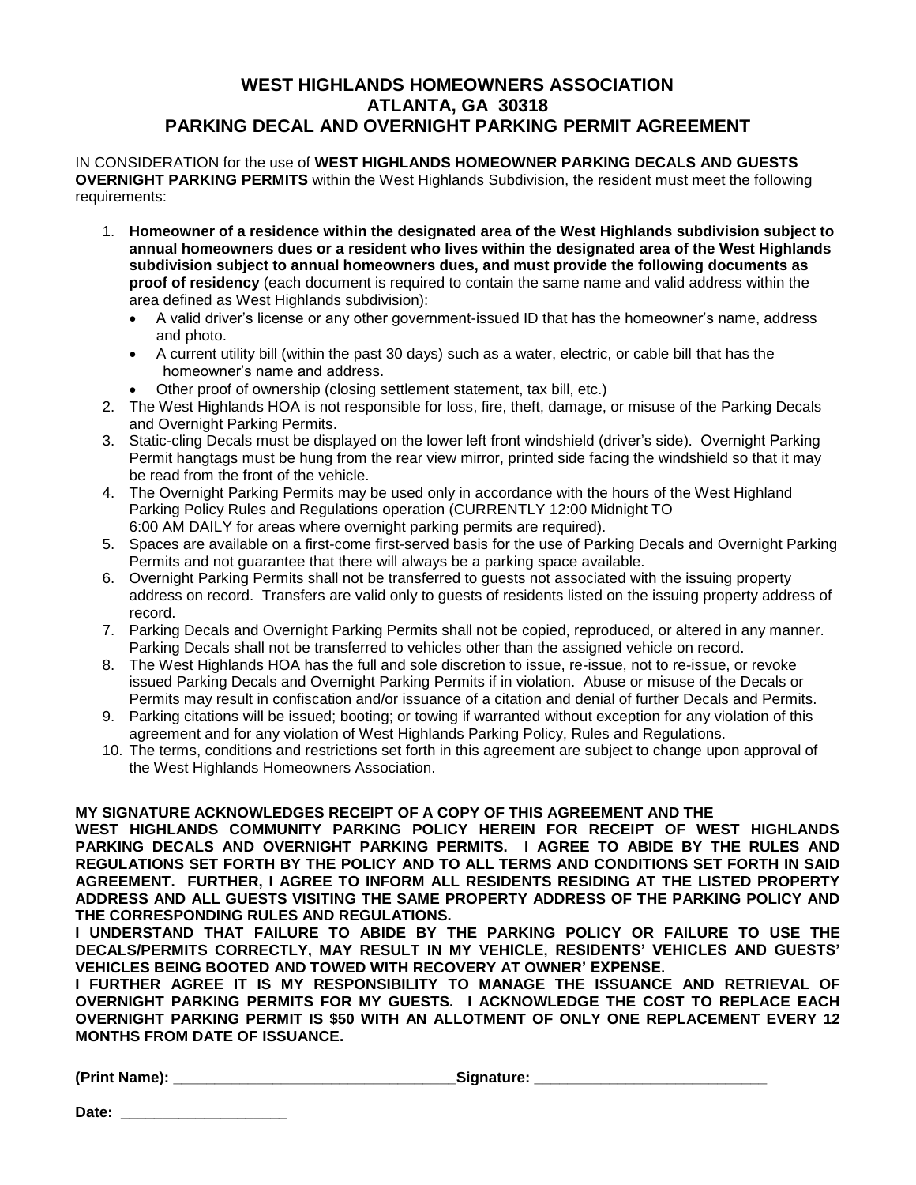# WEST HIGHLANDS HOMEOWNERS ASSOCIATION
# ATLANTA, GA 30318
# PARKING DECAL AND OVERNIGHT PARKING PERMIT AGREEMENT

IN CONSIDERATION for the use of **WEST HIGHLANDS HOMEOWNER PARKING DECALS AND GUESTS OVERNIGHT PARKING PERMITS** within the West Highlands Subdivision, the resident must meet the following requirements:

1. **Homeowner of a residence within the designated area of the West Highlands subdivision subject to annual homeowners dues or a resident who lives within the designated area of the West Highlands subdivision subject to annual homeowners dues, and must provide the following documents as proof of residency** (each document is required to contain the same name and valid address within the area defined as West Highlands subdivision):
   - A valid driver's license or any other government-issued ID that has the homeowner's name, address and photo.
   - A current utility bill (within the past 30 days) such as a water, electric, or cable bill that has the homeowner's name and address.
   - Other proof of ownership (closing settlement statement, tax bill, etc.)
2. The West Highlands HOA is not responsible for loss, fire, theft, damage, or misuse of the Parking Decals and Overnight Parking Permits.
3. Static-cling Decals must be displayed on the lower left front windshield (driver's side). Overnight Parking Permit hangtags must be hung from the rear view mirror, printed side facing the windshield so that it may be read from the front of the vehicle.
4. The Overnight Parking Permits may be used only in accordance with the hours of the West Highland Parking Policy Rules and Regulations operation (CURRENTLY 12:00 Midnight TO 6:00 AM DAILY for areas where overnight parking permits are required).
5. Spaces are available on a first-come first-served basis for the use of Parking Decals and Overnight Parking Permits and not guarantee that there will always be a parking space available.
6. Overnight Parking Permits shall not be transferred to guests not associated with the issuing property address on record. Transfers are valid only to guests of residents listed on the issuing property address of record.
7. Parking Decals and Overnight Parking Permits shall not be copied, reproduced, or altered in any manner. Parking Decals shall not be transferred to vehicles other than the assigned vehicle on record.
8. The West Highlands HOA has the full and sole discretion to issue, re-issue, not to re-issue, or revoke issued Parking Decals and Overnight Parking Permits if in violation. Abuse or misuse of the Decals or Permits may result in confiscation and/or issuance of a citation and denial of further Decals and Permits.
9. Parking citations will be issued; booting; or towing if warranted without exception for any violation of this agreement and for any violation of West Highlands Parking Policy, Rules and Regulations.
10. The terms, conditions and restrictions set forth in this agreement are subject to change upon approval of the West Highlands Homeowners Association.

**MY SIGNATURE ACKNOWLEDGES RECEIPT OF A COPY OF THIS AGREEMENT AND THE WEST HIGHLANDS COMMUNITY PARKING POLICY HEREIN FOR RECEIPT OF WEST HIGHLANDS PARKING DECALS AND OVERNIGHT PARKING PERMITS. I AGREE TO ABIDE BY THE RULES AND REGULATIONS SET FORTH BY THE POLICY AND TO ALL TERMS AND CONDITIONS SET FORTH IN SAID AGREEMENT. FURTHER, I AGREE TO INFORM ALL RESIDENTS RESIDING AT THE LISTED PROPERTY ADDRESS AND ALL GUESTS VISITING THE SAME PROPERTY ADDRESS OF THE PARKING POLICY AND THE CORRESPONDING RULES AND REGULATIONS.**

**I UNDERSTAND THAT FAILURE TO ABIDE BY THE PARKING POLICY OR FAILURE TO USE THE DECALS/PERMITS CORRECTLY, MAY RESULT IN MY VEHICLE, RESIDENTS' VEHICLES AND GUESTS' VEHICLES BEING BOOTED AND TOWED WITH RECOVERY AT OWNER' EXPENSE.**

**I FURTHER AGREE IT IS MY RESPONSIBILITY TO MANAGE THE ISSUANCE AND RETRIEVAL OF OVERNIGHT PARKING PERMITS FOR MY GUESTS. I ACKNOWLEDGE THE COST TO REPLACE EACH OVERNIGHT PARKING PERMIT IS $50 WITH AN ALLOTMENT OF ONLY ONE REPLACEMENT EVERY 12 MONTHS FROM DATE OF ISSUANCE.**

**(Print Name):** ___________________________________ **Signature:** ____________________________

**Date:** _____________________